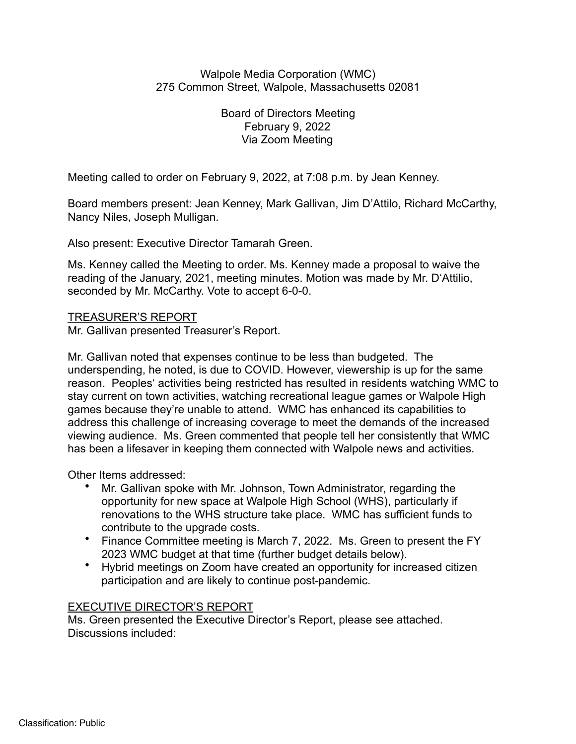Walpole Media Corporation (WMC)
275 Common Street, Walpole, Massachusetts 02081

Board of Directors Meeting
February 9, 2022
Via Zoom Meeting

Meeting called to order on February 9, 2022, at 7:08 p.m. by Jean Kenney.

Board members present: Jean Kenney, Mark Gallivan, Jim D'Attilo, Richard McCarthy, Nancy Niles, Joseph Mulligan.

Also present: Executive Director Tamarah Green.

Ms. Kenney called the Meeting to order. Ms. Kenney made a proposal to waive the reading of the January, 2021, meeting minutes. Motion was made by Mr. D'Attilio, seconded by Mr. McCarthy. Vote to accept 6-0-0.

<u>TREASURER'S REPORT</u>

Mr. Gallivan presented Treasurer's Report.

Mr. Gallivan noted that expenses continue to be less than budgeted. The underspending, he noted, is due to COVID. However, viewership is up for the same reason. Peoples' activities being restricted has resulted in residents watching WMC to stay current on town activities, watching recreational league games or Walpole High games because they're unable to attend. WMC has enhanced its capabilities to address this challenge of increasing coverage to meet the demands of the increased viewing audience. Ms. Green commented that people tell her consistently that WMC has been a lifesaver in keeping them connected with Walpole news and activities.

Other Items addressed:

- Mr. Gallivan spoke with Mr. Johnson, Town Administrator, regarding the opportunity for new space at Walpole High School (WHS), particularly if renovations to the WHS structure take place. WMC has sufficient funds to contribute to the upgrade costs.
- Finance Committee meeting is March 7, 2022. Ms. Green to present the FY 2023 WMC budget at that time (further budget details below).
- Hybrid meetings on Zoom have created an opportunity for increased citizen participation and are likely to continue post-pandemic.

<u>EXECUTIVE DIRECTOR'S REPORT</u>

Ms. Green presented the Executive Director's Report, please see attached. Discussions included:

Classification: Public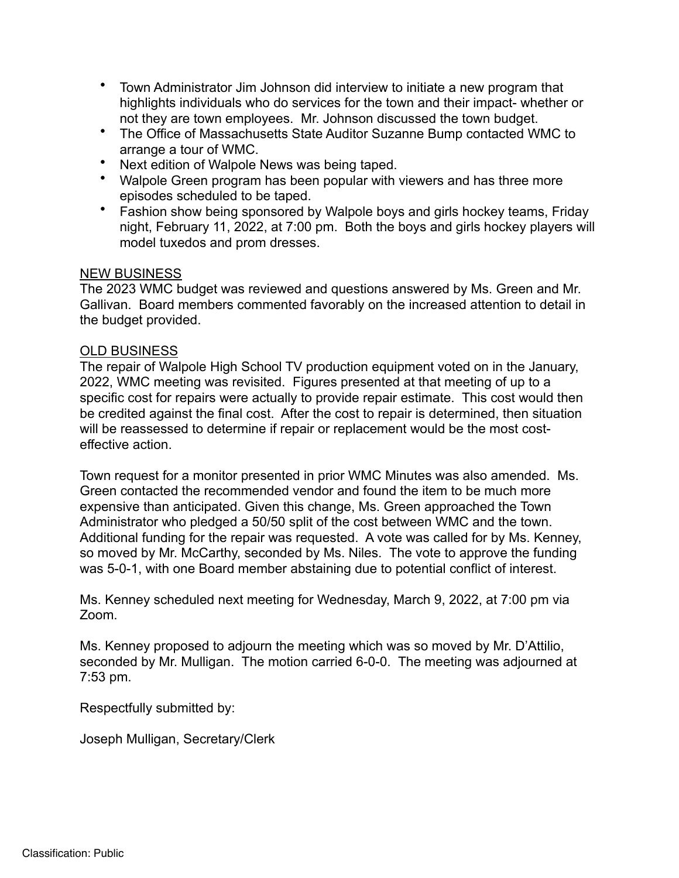- Town Administrator Jim Johnson did interview to initiate a new program that highlights individuals who do services for the town and their impact- whether or not they are town employees. Mr. Johnson discussed the town budget.
- The Office of Massachusetts State Auditor Suzanne Bump contacted WMC to arrange a tour of WMC.
- Next edition of Walpole News was being taped.
- Walpole Green program has been popular with viewers and has three more episodes scheduled to be taped.
- Fashion show being sponsored by Walpole boys and girls hockey teams, Friday night, February 11, 2022, at 7:00 pm. Both the boys and girls hockey players will model tuxedos and prom dresses.

NEW BUSINESS

The 2023 WMC budget was reviewed and questions answered by Ms. Green and Mr. Gallivan. Board members commented favorably on the increased attention to detail in the budget provided.

OLD BUSINESS

The repair of Walpole High School TV production equipment voted on in the January, 2022, WMC meeting was revisited. Figures presented at that meeting of up to a specific cost for repairs were actually to provide repair estimate. This cost would then be credited against the final cost. After the cost to repair is determined, then situation will be reassessed to determine if repair or replacement would be the most cost-effective action.

Town request for a monitor presented in prior WMC Minutes was also amended. Ms. Green contacted the recommended vendor and found the item to be much more expensive than anticipated. Given this change, Ms. Green approached the Town Administrator who pledged a 50/50 split of the cost between WMC and the town. Additional funding for the repair was requested. A vote was called for by Ms. Kenney, so moved by Mr. McCarthy, seconded by Ms. Niles. The vote to approve the funding was 5-0-1, with one Board member abstaining due to potential conflict of interest.

Ms. Kenney scheduled next meeting for Wednesday, March 9, 2022, at 7:00 pm via Zoom.

Ms. Kenney proposed to adjourn the meeting which was so moved by Mr. D'Attilio, seconded by Mr. Mulligan. The motion carried 6-0-0. The meeting was adjourned at 7:53 pm.

Respectfully submitted by:

Joseph Mulligan, Secretary/Clerk

Classification: Public